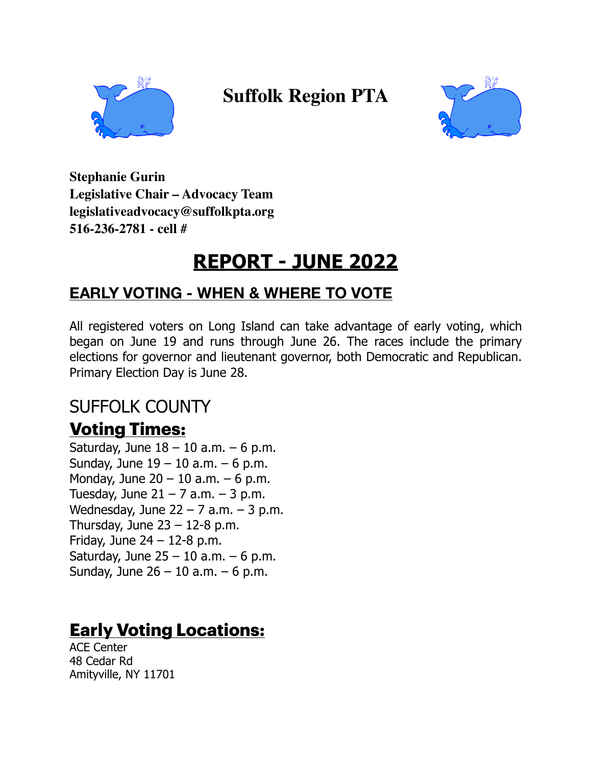# Suffolk Region PTA

**Stephanie Gurin**
**Legislative Chair – Advocacy Team**
**legislativeadvocacy@suffolkpta.org**
**516-236-2781 - cell #**

# REPORT - JUNE 2022

## EARLY VOTING - WHEN & WHERE TO VOTE

All registered voters on Long Island can take advantage of early voting, which began on June 19 and runs through June 26. The races include the primary elections for governor and lieutenant governor, both Democratic and Republican. Primary Election Day is June 28.

## SUFFOLK COUNTY

### Voting Times:

Saturday, June 18 – 10 a.m. – 6 p.m.
Sunday, June 19 – 10 a.m. – 6 p.m.
Monday, June 20 – 10 a.m. – 6 p.m.
Tuesday, June 21 – 7 a.m. – 3 p.m.
Wednesday, June 22 – 7 a.m. – 3 p.m.
Thursday, June 23 – 12-8 p.m.
Friday, June 24 – 12-8 p.m.
Saturday, June 25 – 10 a.m. – 6 p.m.
Sunday, June 26 – 10 a.m. – 6 p.m.

### Early Voting Locations:

ACE Center
48 Cedar Rd
Amityville, NY 11701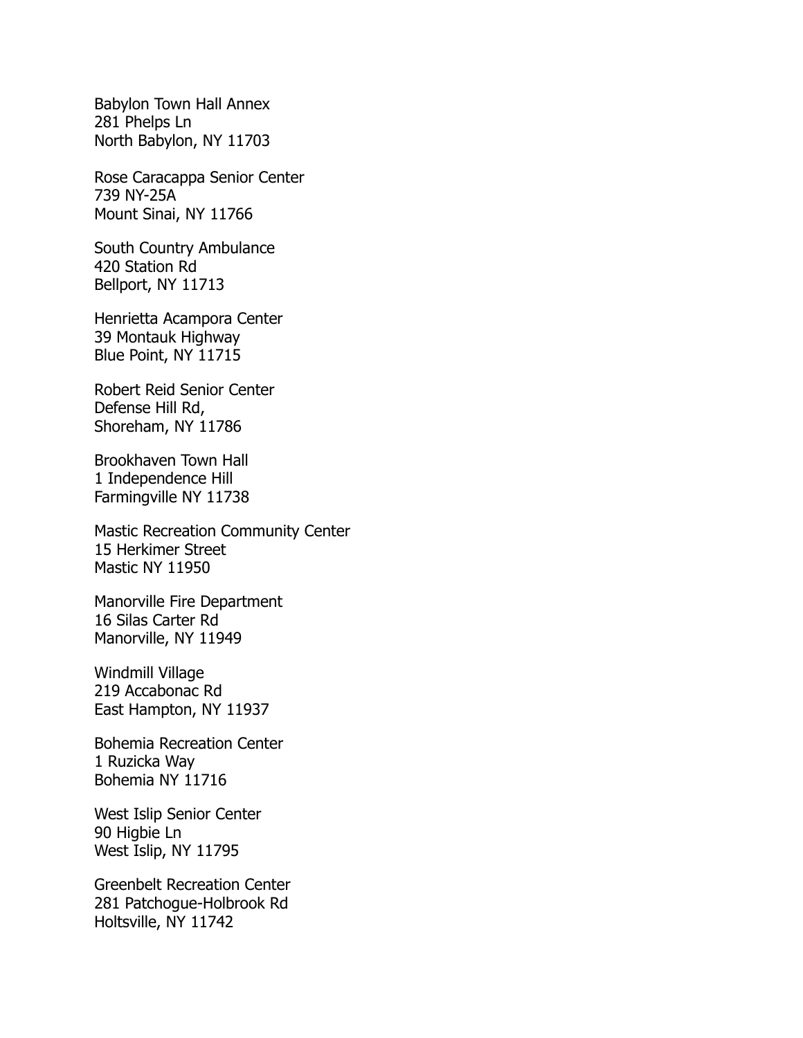Babylon Town Hall Annex
281 Phelps Ln
North Babylon, NY 11703

Rose Caracappa Senior Center
739 NY-25A
Mount Sinai, NY 11766

South Country Ambulance
420 Station Rd
Bellport, NY 11713

Henrietta Acampora Center
39 Montauk Highway
Blue Point, NY 11715

Robert Reid Senior Center
Defense Hill Rd,
Shoreham, NY 11786

Brookhaven Town Hall
1 Independence Hill
Farmingville NY 11738

Mastic Recreation Community Center
15 Herkimer Street
Mastic NY 11950

Manorville Fire Department
16 Silas Carter Rd
Manorville, NY 11949

Windmill Village
219 Accabonac Rd
East Hampton, NY 11937

Bohemia Recreation Center
1 Ruzicka Way
Bohemia NY 11716

West Islip Senior Center
90 Higbie Ln
West Islip, NY 11795

Greenbelt Recreation Center
281 Patchogue-Holbrook Rd
Holtsville, NY 11742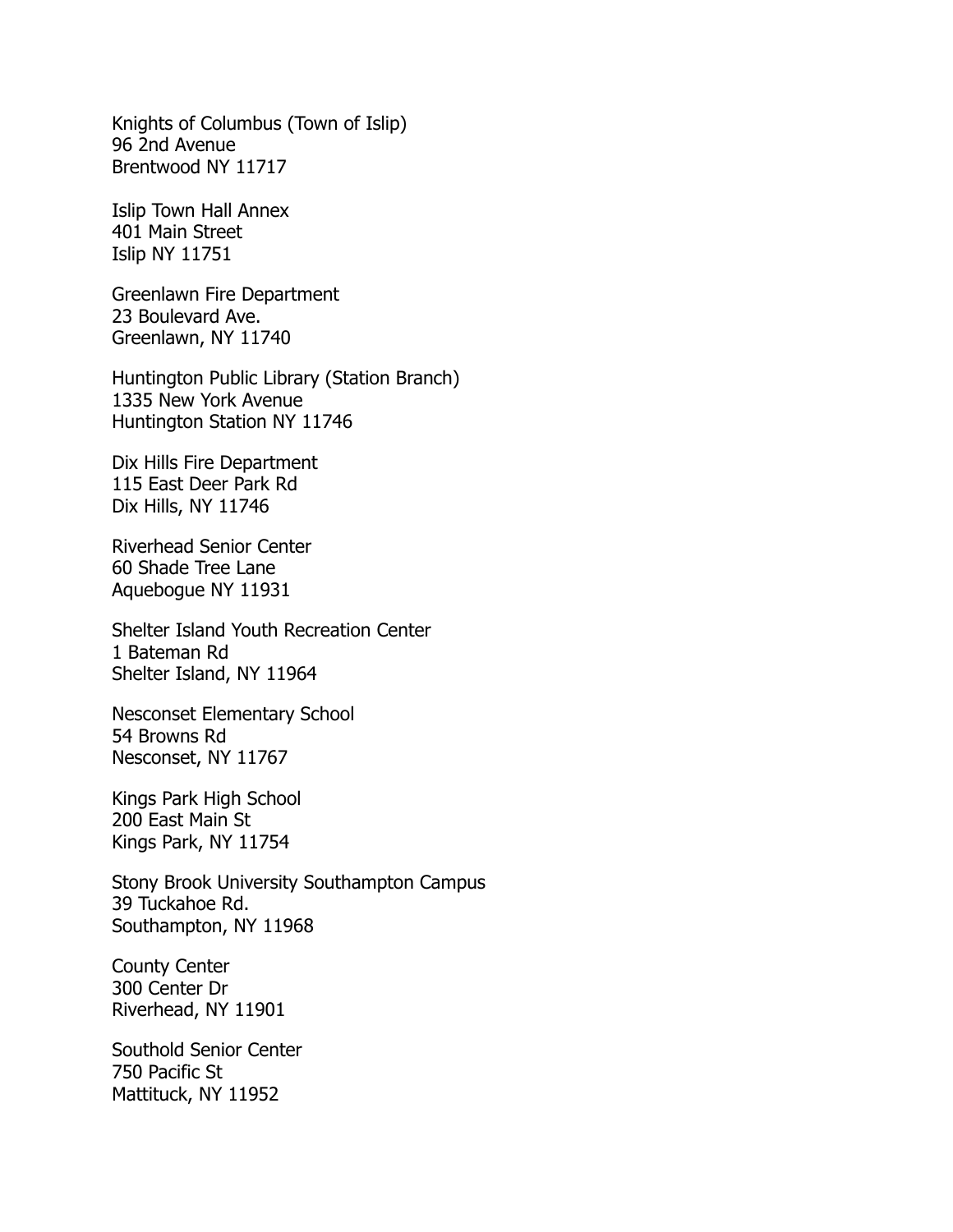Knights of Columbus (Town of Islip)
96 2nd Avenue
Brentwood NY 11717

Islip Town Hall Annex
401 Main Street
Islip NY 11751

Greenlawn Fire Department
23 Boulevard Ave.
Greenlawn, NY 11740

Huntington Public Library (Station Branch)
1335 New York Avenue
Huntington Station NY 11746

Dix Hills Fire Department
115 East Deer Park Rd
Dix Hills, NY 11746

Riverhead Senior Center
60 Shade Tree Lane
Aquebogue NY 11931

Shelter Island Youth Recreation Center
1 Bateman Rd
Shelter Island, NY 11964

Nesconset Elementary School
54 Browns Rd
Nesconset, NY 11767

Kings Park High School
200 East Main St
Kings Park, NY 11754

Stony Brook University Southampton Campus
39 Tuckahoe Rd.
Southampton, NY 11968

County Center
300 Center Dr
Riverhead, NY 11901

Southold Senior Center
750 Pacific St
Mattituck, NY 11952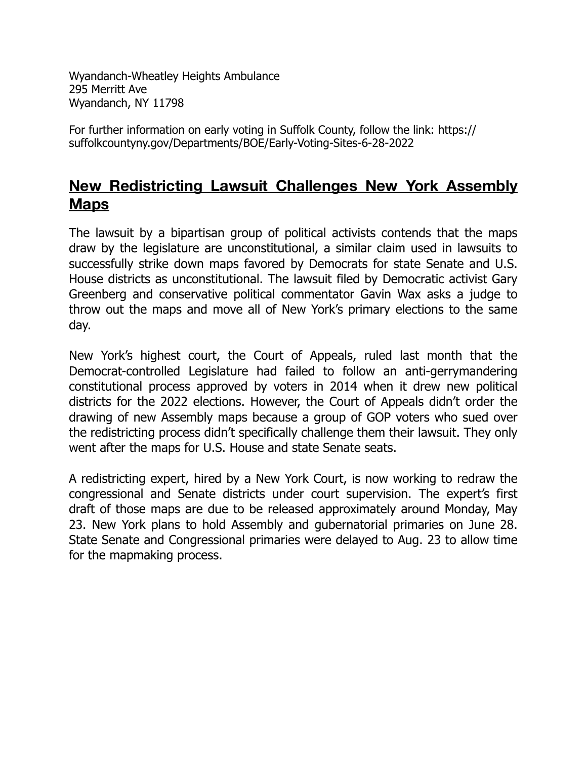Wyandanch-Wheatley Heights Ambulance
295 Merritt Ave
Wyandanch, NY 11798

For further information on early voting in Suffolk County, follow the link: https://suffolkcountyny.gov/Departments/BOE/Early-Voting-Sites-6-28-2022

## New Redistricting Lawsuit Challenges New York Assembly Maps

The lawsuit by a bipartisan group of political activists contends that the maps draw by the legislature are unconstitutional, a similar claim used in lawsuits to successfully strike down maps favored by Democrats for state Senate and U.S. House districts as unconstitutional. The lawsuit filed by Democratic activist Gary Greenberg and conservative political commentator Gavin Wax asks a judge to throw out the maps and move all of New York's primary elections to the same day.

New York's highest court, the Court of Appeals, ruled last month that the Democrat-controlled Legislature had failed to follow an anti-gerrymandering constitutional process approved by voters in 2014 when it drew new political districts for the 2022 elections. However, the Court of Appeals didn't order the drawing of new Assembly maps because a group of GOP voters who sued over the redistricting process didn't specifically challenge them their lawsuit. They only went after the maps for U.S. House and state Senate seats.

A redistricting expert, hired by a New York Court, is now working to redraw the congressional and Senate districts under court supervision. The expert's first draft of those maps are due to be released approximately around Monday, May 23. New York plans to hold Assembly and gubernatorial primaries on June 28. State Senate and Congressional primaries were delayed to Aug. 23 to allow time for the mapmaking process.